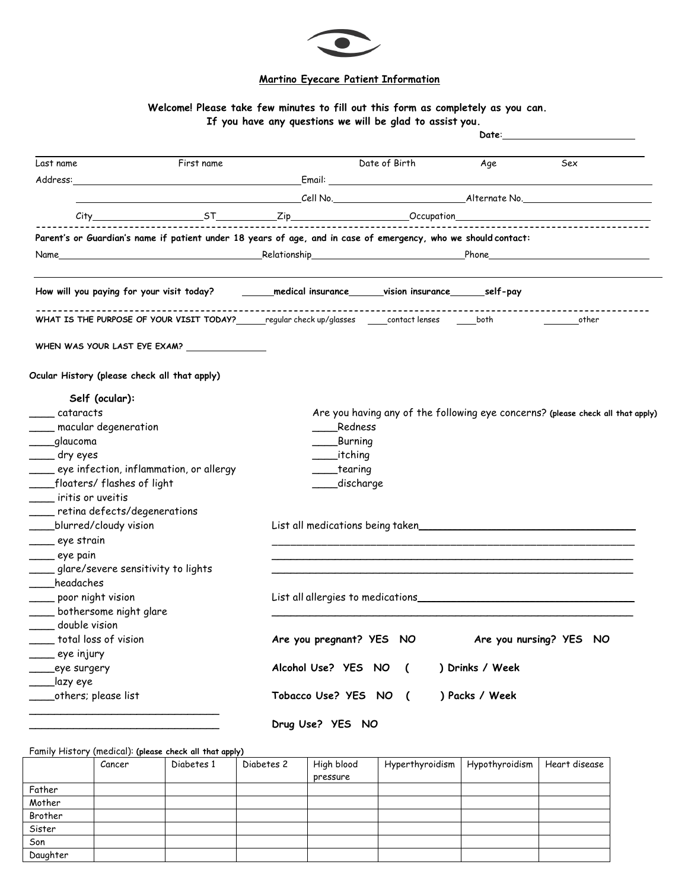## Martino Eyecare Patient Information

**Welcome! Please take few minutes to fill out this form as completely as you can.**
**If you have any questions we will be glad to assist you.**

**Date:**________________________

Last name First name Date of Birth Age Sex

Address:________________________________________ Email: ________________________________________

________________________________________ Cell No.________________________ Alternate No.________________________

City____________________ ST__________ Zip____________________ Occupation____________________________________

---

**Parent's or Guardian's name if patient under 18 years of age, and in case of emergency, who we should contact:**

Name____________________________________ Relationship____________________________ Phone____________________________

---

**How will you paying for your visit today?** ______**medical insurance**______**vision insurance**______**self-pay**

---

**WHAT IS THE PURPOSE OF YOUR VISIT TODAY?**______regular check up/glasses ____contact lenses ____both _______other

**WHEN WAS YOUR LAST EYE EXAM?** _______________

**Ocular History (please check all that apply)**

**Self (ocular):**

____ cataracts
____ macular degeneration
____glaucoma
____ dry eyes
____ eye infection, inflammation, or allergy
____floaters/ flashes of light
____ iritis or uveitis
____ retina defects/degenerations
____blurred/cloudy vision
____ eye strain
____ eye pain
____ glare/severe sensitivity to lights
____headaches
____ poor night vision
____ bothersome night glare
____ double vision
____ total loss of vision
____ eye injury
____eye surgery
____lazy eye
____others; please list

________________________________
________________________________

Are you having any of the following eye concerns? **(please check all that apply)**

____Redness
____Burning
____itching
____tearing
____discharge

List all medications being taken____________________________________
____________________________________________________________
____________________________________________________________
____________________________________________________________

List all allergies to medications____________________________________
____________________________________________________________

**Are you pregnant? YES NO** **Are you nursing? YES NO**

**Alcohol Use? YES NO ( ) Drinks / Week**

**Tobacco Use? YES NO ( ) Packs / Week**

**Drug Use? YES NO**

Family History (medical): **(please check all that apply)**

| | Cancer | Diabetes 1 | Diabetes 2 | High blood pressure | Hyperthyroidism | Hypothyroidism | Heart disease |
|---|---|---|---|---|---|---|---|
| Father | | | | | | | |
| Mother | | | | | | | |
| Brother | | | | | | | |
| Sister | | | | | | | |
| Son | | | | | | | |
| Daughter | | | | | | | |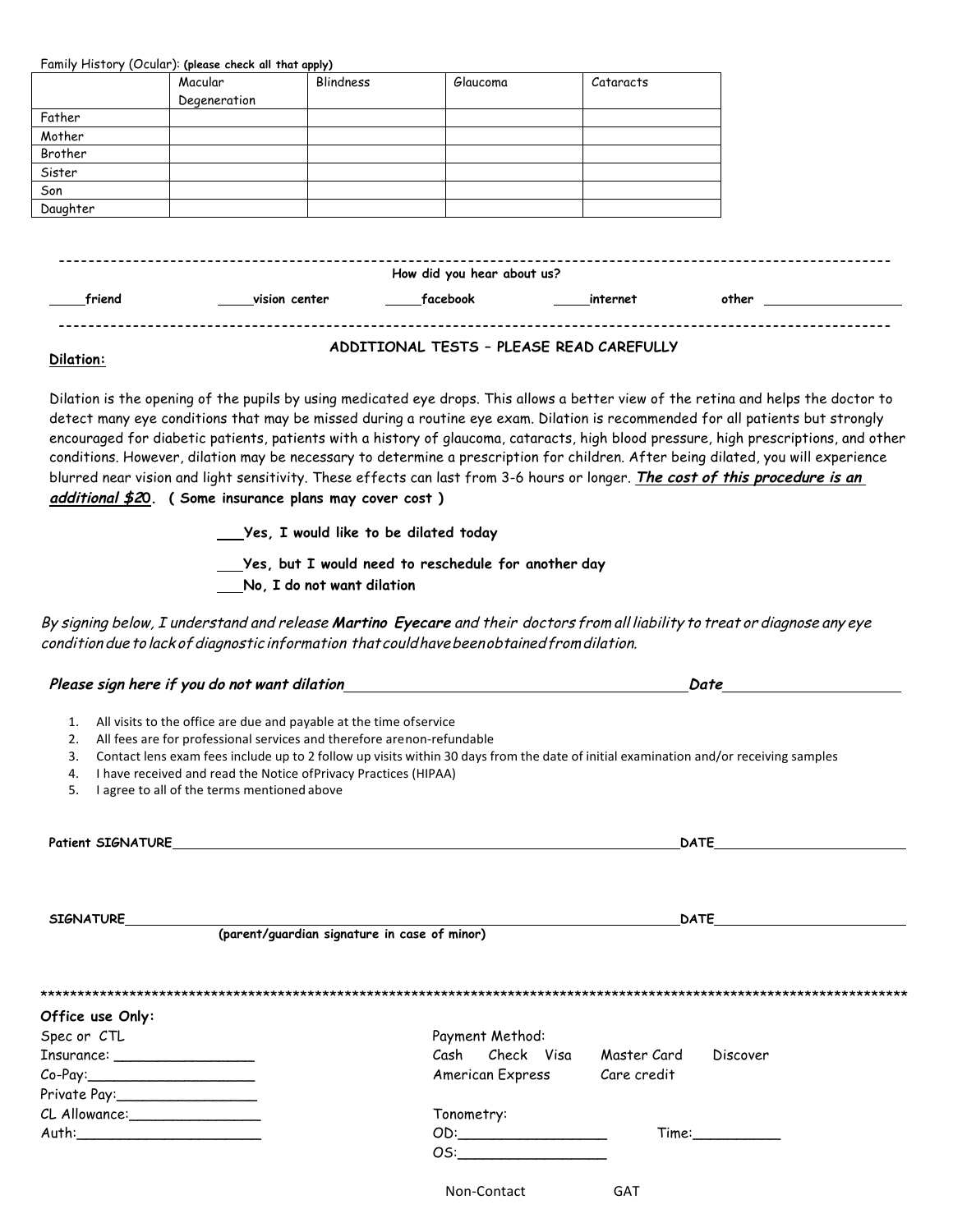Family History (Ocular): **(please check all that apply)**

| | Macular Degeneration | Blindness | Glaucoma | Cataracts |
|---|---|---|---|---|
| Father | | | | |
| Mother | | | | |
| Brother | | | | |
| Sister | | | | |
| Son | | | | |
| Daughter | | | | |

---

**How did you hear about us?**

**____friend** **____vision center** **____facebook** **____internet** **other ________________**

---

**ADDITIONAL TESTS – PLEASE READ CAREFULLY**

**Dilation:**

Dilation is the opening of the pupils by using medicated eye drops. This allows a better view of the retina and helps the doctor to detect many eye conditions that may be missed during a routine eye exam. Dilation is recommended for all patients but strongly encouraged for diabetic patients, patients with a history of glaucoma, cataracts, high blood pressure, high prescriptions, and other conditions. However, dilation may be necessary to determine a prescription for children. After being dilated, you will experience blurred near vision and light sensitivity. These effects can last from 3-6 hours or longer. ***The cost of this procedure is an additional $20.*** **( Some insurance plans may cover cost )**

**___Yes, I would like to be dilated today**

**___Yes, but I would need to reschedule for another day**

**___No, I do not want dilation**

*By signing below, I understand and release **Martino Eyecare** and their doctors from all liability to treat or diagnose any eye condition due to lack of diagnostic information that could have been obtained from dilation.*

***Please sign here if you do not want dilation*** ________________________________ ***Date*** ________________

1. All visits to the office are due and payable at the time of service
2. All fees are for professional services and therefore are non-refundable
3. Contact lens exam fees include up to 2 follow up visits within 30 days from the date of initial examination and/or receiving samples
4. I have received and read the Notice of Privacy Practices (HIPAA)
5. I agree to all of the terms mentioned above

**Patient SIGNATURE** ________________________________________________ **DATE** ________________

**SIGNATURE** ________________________________________________ **DATE** ________________
**(parent/guardian signature in case of minor)**

****************************************************************************************************

**Office use Only:**

Spec or CTL
Insurance: ________________
Co-Pay: ____________________
Private Pay: ________________
CL Allowance: ________________
Auth: ______________________

Payment Method:
Cash Check Visa Master Card Discover
American Express Care credit

Tonometry:
OD: __________________ Time: __________
OS: __________________

Non-Contact GAT